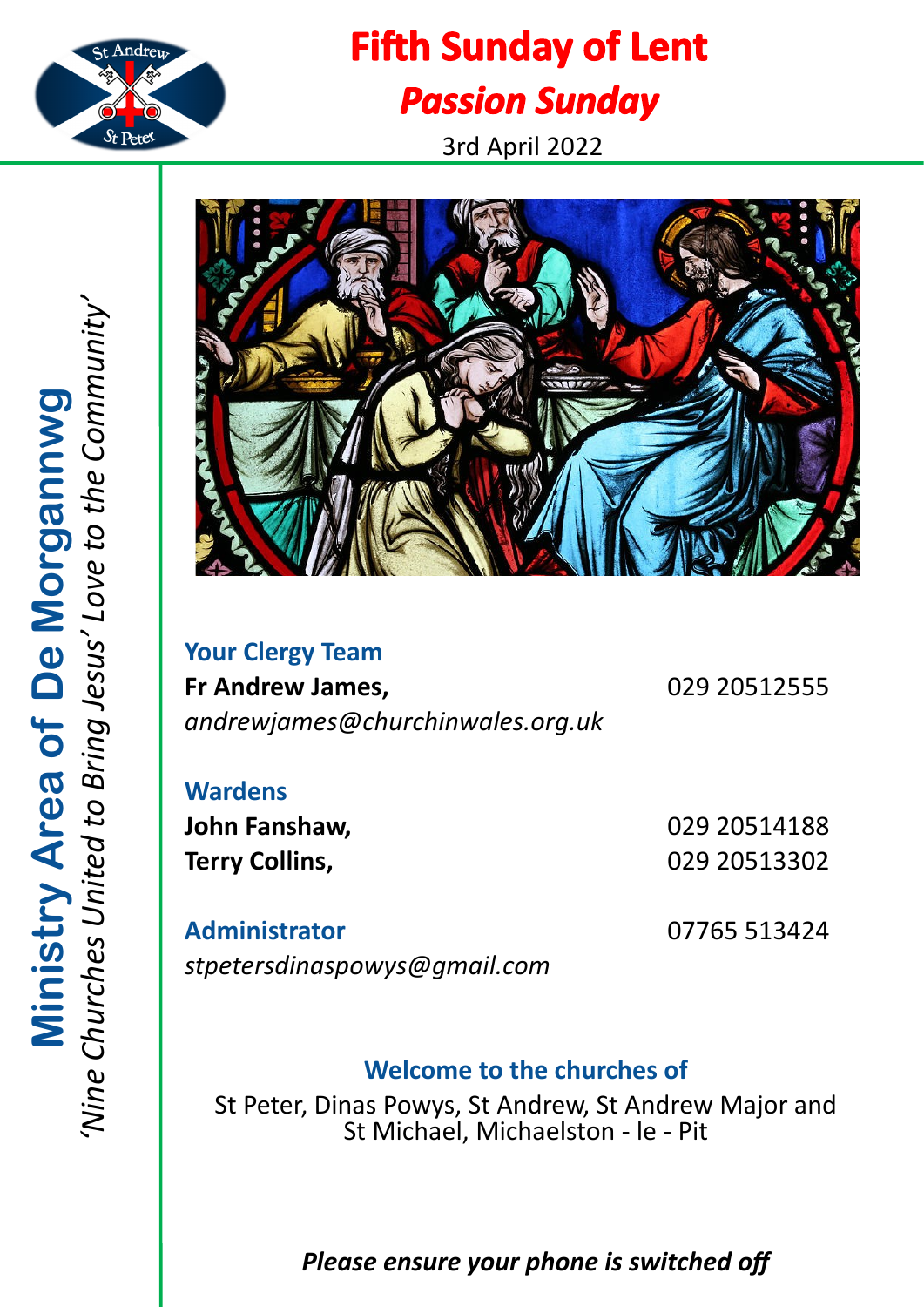# Fifth Sunday of Lent

## *Passion Sunday*

3rd April 2022

**Ministry Area of De Morgannwg**

*'Nine Churches United to Bring Jesus' Love to the Community'*

### Your Clergy Team

**Fr Andrew James,** 029 20512555
*andrewjames@churchinwales.org.uk*

### Wardens

**John Fanshaw,** 029 20514188
**Terry Collins,** 029 20513302

### Administrator

07765 513424
*stpetersdinaspowys@gmail.com*

### Welcome to the churches of

St Peter, Dinas Powys, St Andrew, St Andrew Major and St Michael, Michaelston - le - Pit

***Please ensure your phone is switched off***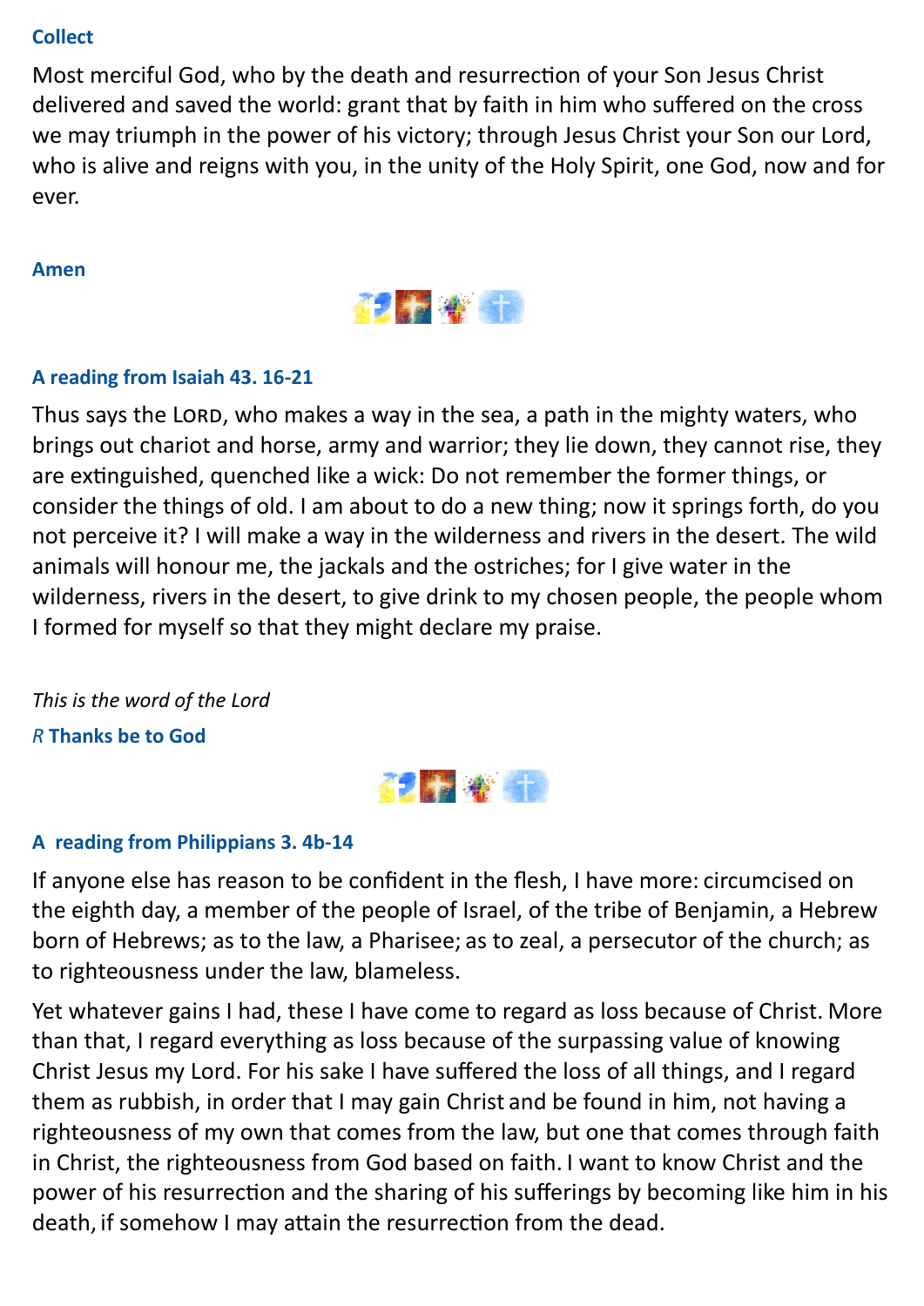**Collect**

Most merciful God, who by the death and resurrection of your Son Jesus Christ delivered and saved the world: grant that by faith in him who suffered on the cross we may triumph in the power of his victory; through Jesus Christ your Son our Lord, who is alive and reigns with you, in the unity of the Holy Spirit, one God, now and for ever.

**Amen**

**A reading from Isaiah 43. 16-21**

Thus says the LORD, who makes a way in the sea, a path in the mighty waters, who brings out chariot and horse, army and warrior; they lie down, they cannot rise, they are extinguished, quenched like a wick: Do not remember the former things, or consider the things of old. I am about to do a new thing; now it springs forth, do you not perceive it? I will make a way in the wilderness and rivers in the desert. The wild animals will honour me, the jackals and the ostriches; for I give water in the wilderness, rivers in the desert, to give drink to my chosen people, the people whom I formed for myself so that they might declare my praise.

*This is the word of the Lord*

*R* **Thanks be to God**

**A reading from Philippians 3. 4b-14**

If anyone else has reason to be confident in the flesh, I have more: circumcised on the eighth day, a member of the people of Israel, of the tribe of Benjamin, a Hebrew born of Hebrews; as to the law, a Pharisee; as to zeal, a persecutor of the church; as to righteousness under the law, blameless.

Yet whatever gains I had, these I have come to regard as loss because of Christ. More than that, I regard everything as loss because of the surpassing value of knowing Christ Jesus my Lord. For his sake I have suffered the loss of all things, and I regard them as rubbish, in order that I may gain Christ and be found in him, not having a righteousness of my own that comes from the law, but one that comes through faith in Christ, the righteousness from God based on faith. I want to know Christ and the power of his resurrection and the sharing of his sufferings by becoming like him in his death, if somehow I may attain the resurrection from the dead.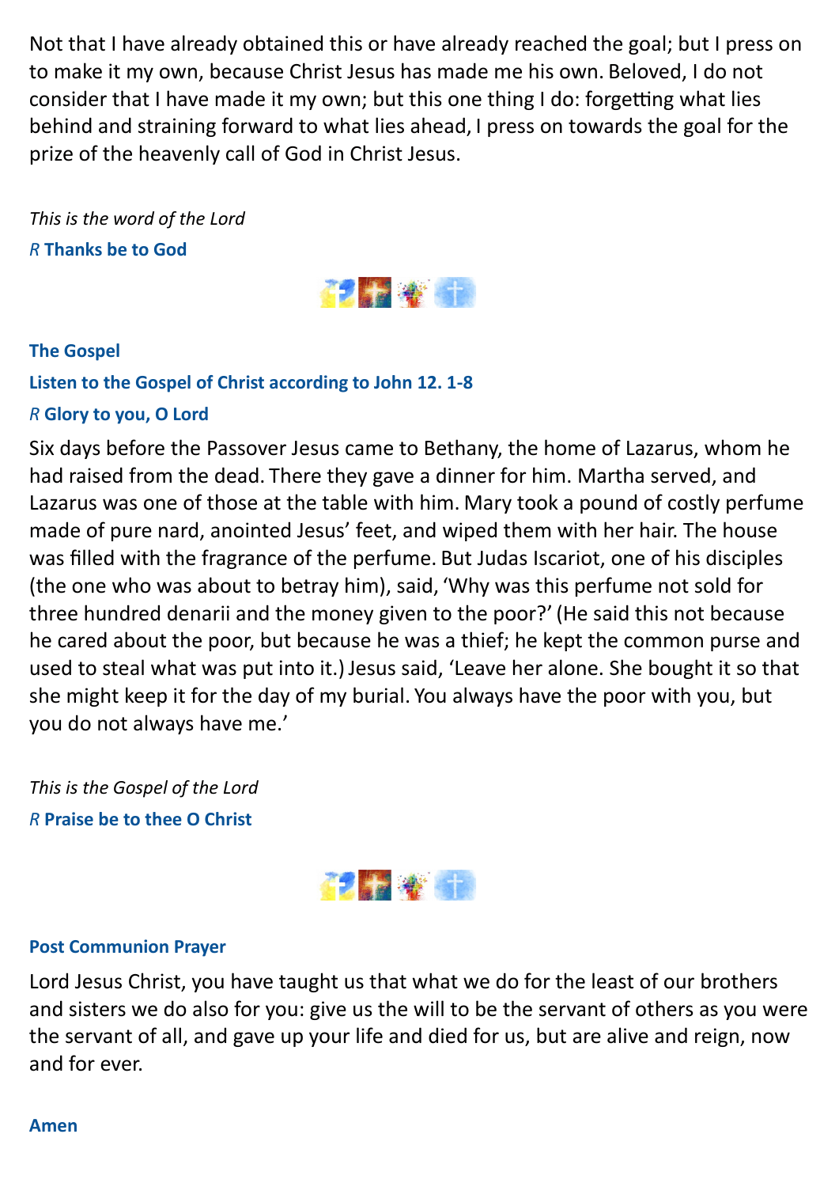Not that I have already obtained this or have already reached the goal; but I press on to make it my own, because Christ Jesus has made me his own. Beloved, I do not consider that I have made it my own; but this one thing I do: forgetting what lies behind and straining forward to what lies ahead, I press on towards the goal for the prize of the heavenly call of God in Christ Jesus.

*This is the word of the Lord*

*R* **Thanks be to God**

**The Gospel**

**Listen to the Gospel of Christ according to John 12. 1-8**

*R* **Glory to you, O Lord**

Six days before the Passover Jesus came to Bethany, the home of Lazarus, whom he had raised from the dead. There they gave a dinner for him. Martha served, and Lazarus was one of those at the table with him. Mary took a pound of costly perfume made of pure nard, anointed Jesus' feet, and wiped them with her hair. The house was filled with the fragrance of the perfume. But Judas Iscariot, one of his disciples (the one who was about to betray him), said, 'Why was this perfume not sold for three hundred denarii and the money given to the poor?' (He said this not because he cared about the poor, but because he was a thief; he kept the common purse and used to steal what was put into it.) Jesus said, 'Leave her alone. She bought it so that she might keep it for the day of my burial. You always have the poor with you, but you do not always have me.'

*This is the Gospel of the Lord*

*R* **Praise be to thee O Christ**

**Post Communion Prayer**

Lord Jesus Christ, you have taught us that what we do for the least of our brothers and sisters we do also for you: give us the will to be the servant of others as you were the servant of all, and gave up your life and died for us, but are alive and reign, now and for ever.

**Amen**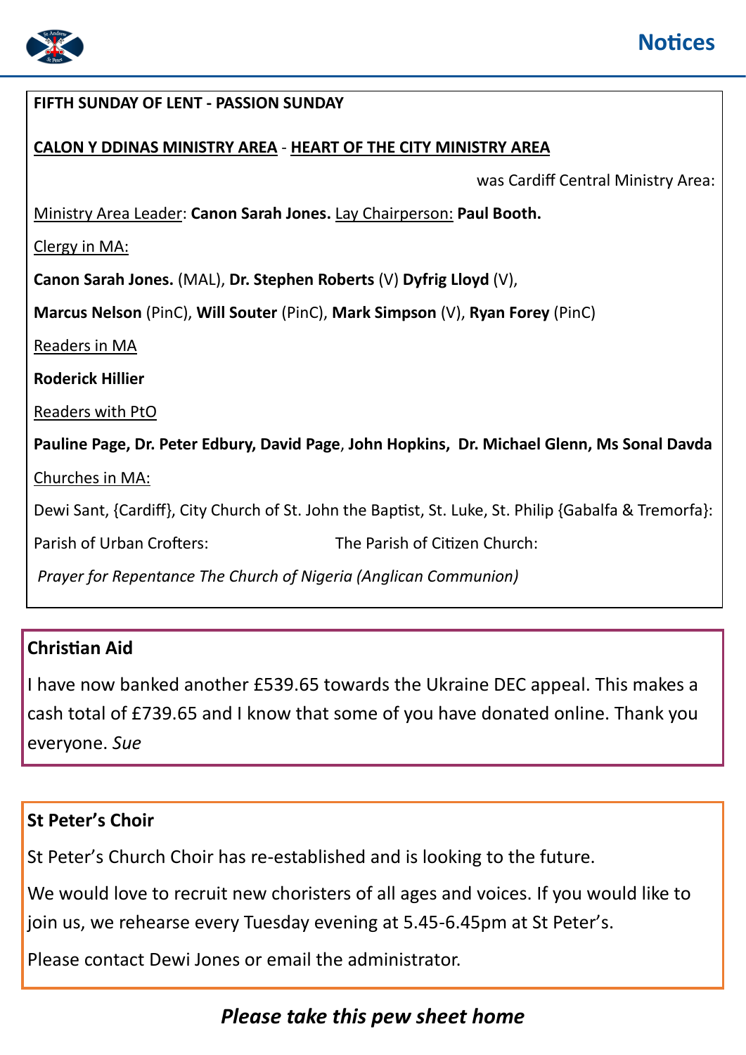# Notices

**FIFTH SUNDAY OF LENT - PASSION SUNDAY**

**CALON Y DDINAS MINISTRY AREA** - **HEART OF THE CITY MINISTRY AREA**

was Cardiff Central Ministry Area:

Ministry Area Leader: **Canon Sarah Jones.** Lay Chairperson: **Paul Booth.**

Clergy in MA:

**Canon Sarah Jones.** (MAL), **Dr. Stephen Roberts** (V) **Dyfrig Lloyd** (V),

**Marcus Nelson** (PinC), **Will Souter** (PinC), **Mark Simpson** (V), **Ryan Forey** (PinC)

Readers in MA

**Roderick Hillier**

Readers with PtO

**Pauline Page, Dr. Peter Edbury, David Page**, **John Hopkins, Dr. Michael Glenn, Ms Sonal Davda**

Churches in MA:

Dewi Sant, {Cardiff}, City Church of St. John the Baptist, St. Luke, St. Philip {Gabalfa & Tremorfa}:

Parish of Urban Crofters: The Parish of Citizen Church:

*Prayer for Repentance The Church of Nigeria (Anglican Communion)*

## Christian Aid

I have now banked another £539.65 towards the Ukraine DEC appeal. This makes a cash total of £739.65 and I know that some of you have donated online. Thank you everyone. *Sue*

## St Peter's Choir

St Peter's Church Choir has re-established and is looking to the future.

We would love to recruit new choristers of all ages and voices. If you would like to join us, we rehearse every Tuesday evening at 5.45-6.45pm at St Peter's.

Please contact Dewi Jones or email the administrator.

***Please take this pew sheet home***